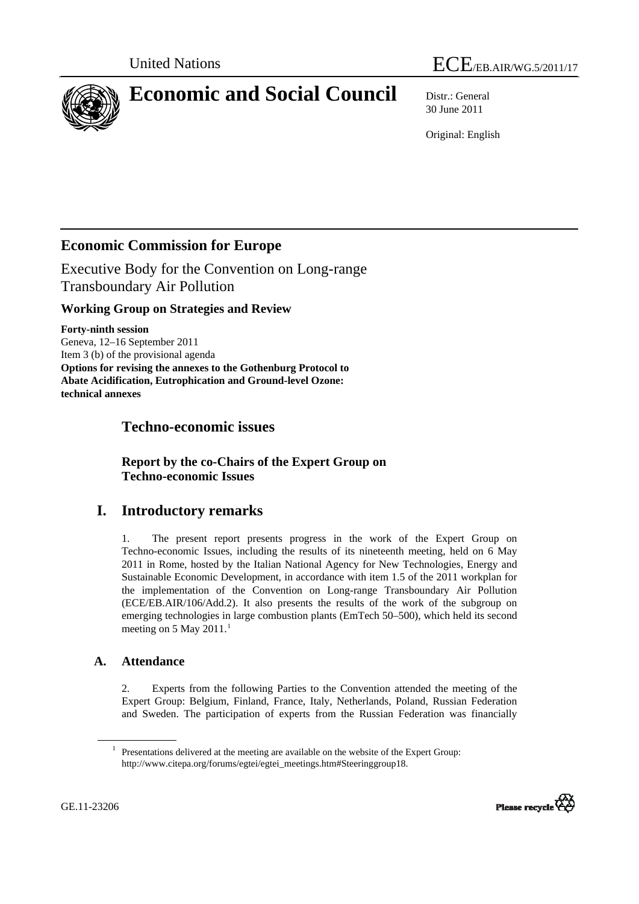United Nations ECE/EB.AIR/WG.5/2011/17

# Economic and Social Council

Distr.: General
30 June 2011

Original: English

## Economic Commission for Europe

Executive Body for the Convention on Long-range Transboundary Air Pollution

### Working Group on Strategies and Review

**Forty-ninth session**
Geneva, 12–16 September 2011
Item 3 (b) of the provisional agenda
**Options for revising the annexes to the Gothenburg Protocol to Abate Acidification, Eutrophication and Ground-level Ozone: technical annexes**

## Techno-economic issues

### Report by the co-Chairs of the Expert Group on Techno-economic Issues

## I. Introductory remarks

1. The present report presents progress in the work of the Expert Group on Techno-economic Issues, including the results of its nineteenth meeting, held on 6 May 2011 in Rome, hosted by the Italian National Agency for New Technologies, Energy and Sustainable Economic Development, in accordance with item 1.5 of the 2011 workplan for the implementation of the Convention on Long-range Transboundary Air Pollution (ECE/EB.AIR/106/Add.2). It also presents the results of the work of the subgroup on emerging technologies in large combustion plants (EmTech 50–500), which held its second meeting on 5 May 2011.[1]

### A. Attendance

2. Experts from the following Parties to the Convention attended the meeting of the Expert Group: Belgium, Finland, France, Italy, Netherlands, Poland, Russian Federation and Sweden. The participation of experts from the Russian Federation was financially

[1] Presentations delivered at the meeting are available on the website of the Expert Group: http://www.citepa.org/forums/egtei/egtei_meetings.htm#Steeringgroup18.

GE.11-23206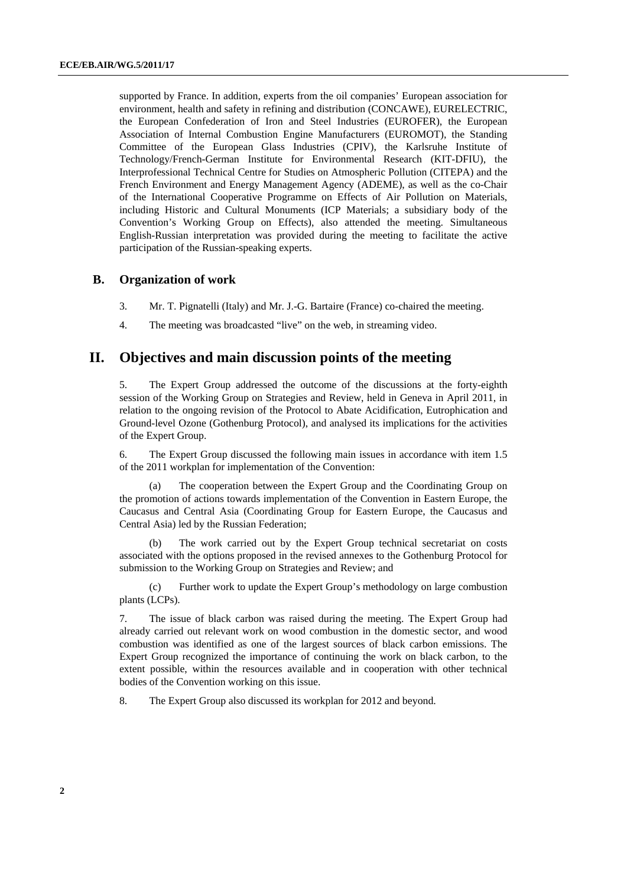supported by France. In addition, experts from the oil companies' European association for environment, health and safety in refining and distribution (CONCAWE), EURELECTRIC, the European Confederation of Iron and Steel Industries (EUROFER), the European Association of Internal Combustion Engine Manufacturers (EUROMOT), the Standing Committee of the European Glass Industries (CPIV), the Karlsruhe Institute of Technology/French-German Institute for Environmental Research (KIT-DFIU), the Interprofessional Technical Centre for Studies on Atmospheric Pollution (CITEPA) and the French Environment and Energy Management Agency (ADEME), as well as the co-Chair of the International Cooperative Programme on Effects of Air Pollution on Materials, including Historic and Cultural Monuments (ICP Materials; a subsidiary body of the Convention's Working Group on Effects), also attended the meeting. Simultaneous English-Russian interpretation was provided during the meeting to facilitate the active participation of the Russian-speaking experts.

## B. Organization of work

3. Mr. T. Pignatelli (Italy) and Mr. J.-G. Bartaire (France) co-chaired the meeting.

4. The meeting was broadcasted "live" on the web, in streaming video.

# II. Objectives and main discussion points of the meeting

5. The Expert Group addressed the outcome of the discussions at the forty-eighth session of the Working Group on Strategies and Review, held in Geneva in April 2011, in relation to the ongoing revision of the Protocol to Abate Acidification, Eutrophication and Ground-level Ozone (Gothenburg Protocol), and analysed its implications for the activities of the Expert Group.

6. The Expert Group discussed the following main issues in accordance with item 1.5 of the 2011 workplan for implementation of the Convention:

(a) The cooperation between the Expert Group and the Coordinating Group on the promotion of actions towards implementation of the Convention in Eastern Europe, the Caucasus and Central Asia (Coordinating Group for Eastern Europe, the Caucasus and Central Asia) led by the Russian Federation;

(b) The work carried out by the Expert Group technical secretariat on costs associated with the options proposed in the revised annexes to the Gothenburg Protocol for submission to the Working Group on Strategies and Review; and

(c) Further work to update the Expert Group's methodology on large combustion plants (LCPs).

7. The issue of black carbon was raised during the meeting. The Expert Group had already carried out relevant work on wood combustion in the domestic sector, and wood combustion was identified as one of the largest sources of black carbon emissions. The Expert Group recognized the importance of continuing the work on black carbon, to the extent possible, within the resources available and in cooperation with other technical bodies of the Convention working on this issue.

8. The Expert Group also discussed its workplan for 2012 and beyond.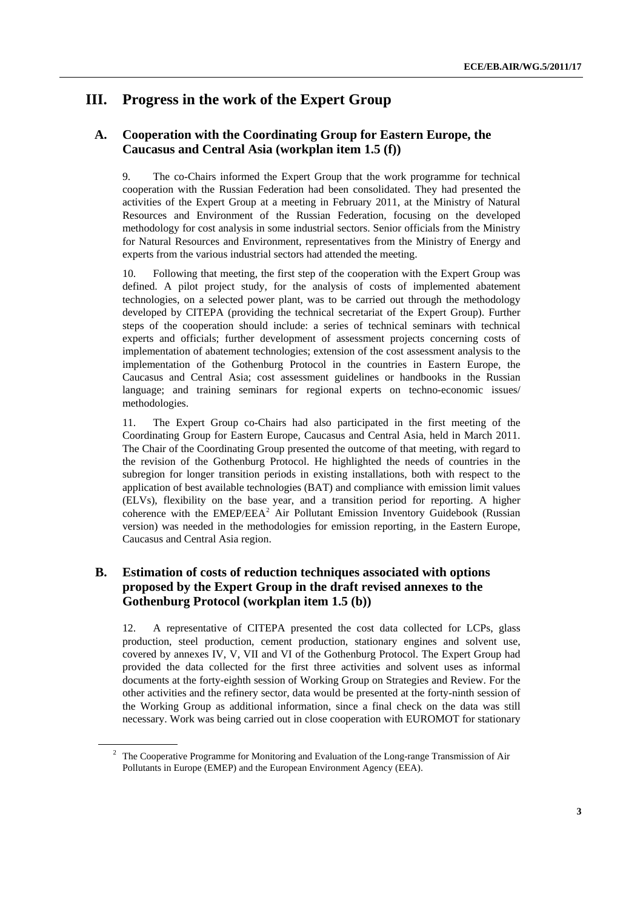# III. Progress in the work of the Expert Group

## A. Cooperation with the Coordinating Group for Eastern Europe, the Caucasus and Central Asia (workplan item 1.5 (f))

9. The co-Chairs informed the Expert Group that the work programme for technical cooperation with the Russian Federation had been consolidated. They had presented the activities of the Expert Group at a meeting in February 2011, at the Ministry of Natural Resources and Environment of the Russian Federation, focusing on the developed methodology for cost analysis in some industrial sectors. Senior officials from the Ministry for Natural Resources and Environment, representatives from the Ministry of Energy and experts from the various industrial sectors had attended the meeting.

10. Following that meeting, the first step of the cooperation with the Expert Group was defined. A pilot project study, for the analysis of costs of implemented abatement technologies, on a selected power plant, was to be carried out through the methodology developed by CITEPA (providing the technical secretariat of the Expert Group). Further steps of the cooperation should include: a series of technical seminars with technical experts and officials; further development of assessment projects concerning costs of implementation of abatement technologies; extension of the cost assessment analysis to the implementation of the Gothenburg Protocol in the countries in Eastern Europe, the Caucasus and Central Asia; cost assessment guidelines or handbooks in the Russian language; and training seminars for regional experts on techno-economic issues/ methodologies.

11. The Expert Group co-Chairs had also participated in the first meeting of the Coordinating Group for Eastern Europe, Caucasus and Central Asia, held in March 2011. The Chair of the Coordinating Group presented the outcome of that meeting, with regard to the revision of the Gothenburg Protocol. He highlighted the needs of countries in the subregion for longer transition periods in existing installations, both with respect to the application of best available technologies (BAT) and compliance with emission limit values (ELVs), flexibility on the base year, and a transition period for reporting. A higher coherence with the EMEP/EEA[2] Air Pollutant Emission Inventory Guidebook (Russian version) was needed in the methodologies for emission reporting, in the Eastern Europe, Caucasus and Central Asia region.

## B. Estimation of costs of reduction techniques associated with options proposed by the Expert Group in the draft revised annexes to the Gothenburg Protocol (workplan item 1.5 (b))

12. A representative of CITEPA presented the cost data collected for LCPs, glass production, steel production, cement production, stationary engines and solvent use, covered by annexes IV, V, VII and VI of the Gothenburg Protocol. The Expert Group had provided the data collected for the first three activities and solvent uses as informal documents at the forty-eighth session of Working Group on Strategies and Review. For the other activities and the refinery sector, data would be presented at the forty-ninth session of the Working Group as additional information, since a final check on the data was still necessary. Work was being carried out in close cooperation with EUROMOT for stationary

[2] The Cooperative Programme for Monitoring and Evaluation of the Long-range Transmission of Air Pollutants in Europe (EMEP) and the European Environment Agency (EEA).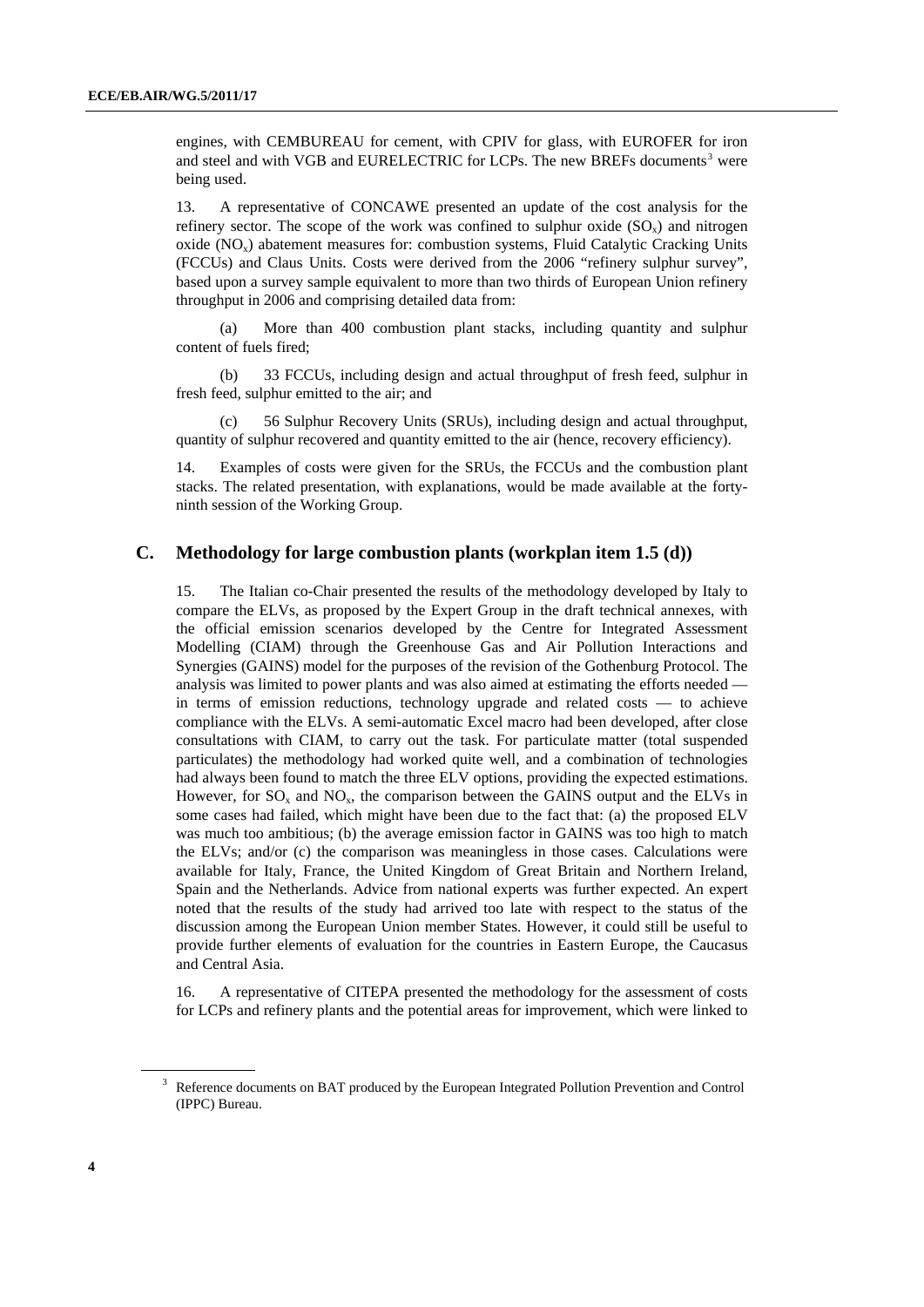engines, with CEMBUREAU for cement, with CPIV for glass, with EUROFER for iron and steel and with VGB and EURELECTRIC for LCPs. The new BREFs documents[3] were being used.

13. A representative of CONCAWE presented an update of the cost analysis for the refinery sector. The scope of the work was confined to sulphur oxide ($SO_x$) and nitrogen oxide ($NO_x$) abatement measures for: combustion systems, Fluid Catalytic Cracking Units (FCCUs) and Claus Units. Costs were derived from the 2006 "refinery sulphur survey", based upon a survey sample equivalent to more than two thirds of European Union refinery throughput in 2006 and comprising detailed data from:

(a) More than 400 combustion plant stacks, including quantity and sulphur content of fuels fired;

(b) 33 FCCUs, including design and actual throughput of fresh feed, sulphur in fresh feed, sulphur emitted to the air; and

(c) 56 Sulphur Recovery Units (SRUs), including design and actual throughput, quantity of sulphur recovered and quantity emitted to the air (hence, recovery efficiency).

14. Examples of costs were given for the SRUs, the FCCUs and the combustion plant stacks. The related presentation, with explanations, would be made available at the forty-ninth session of the Working Group.

## C. Methodology for large combustion plants (workplan item 1.5 (d))

15. The Italian co-Chair presented the results of the methodology developed by Italy to compare the ELVs, as proposed by the Expert Group in the draft technical annexes, with the official emission scenarios developed by the Centre for Integrated Assessment Modelling (CIAM) through the Greenhouse Gas and Air Pollution Interactions and Synergies (GAINS) model for the purposes of the revision of the Gothenburg Protocol. The analysis was limited to power plants and was also aimed at estimating the efforts needed — in terms of emission reductions, technology upgrade and related costs — to achieve compliance with the ELVs. A semi-automatic Excel macro had been developed, after close consultations with CIAM, to carry out the task. For particulate matter (total suspended particulates) the methodology had worked quite well, and a combination of technologies had always been found to match the three ELV options, providing the expected estimations. However, for $SO_x$ and $NO_x$, the comparison between the GAINS output and the ELVs in some cases had failed, which might have been due to the fact that: (a) the proposed ELV was much too ambitious; (b) the average emission factor in GAINS was too high to match the ELVs; and/or (c) the comparison was meaningless in those cases. Calculations were available for Italy, France, the United Kingdom of Great Britain and Northern Ireland, Spain and the Netherlands. Advice from national experts was further expected. An expert noted that the results of the study had arrived too late with respect to the status of the discussion among the European Union member States. However, it could still be useful to provide further elements of evaluation for the countries in Eastern Europe, the Caucasus and Central Asia.

16. A representative of CITEPA presented the methodology for the assessment of costs for LCPs and refinery plants and the potential areas for improvement, which were linked to

[3] Reference documents on BAT produced by the European Integrated Pollution Prevention and Control (IPPC) Bureau.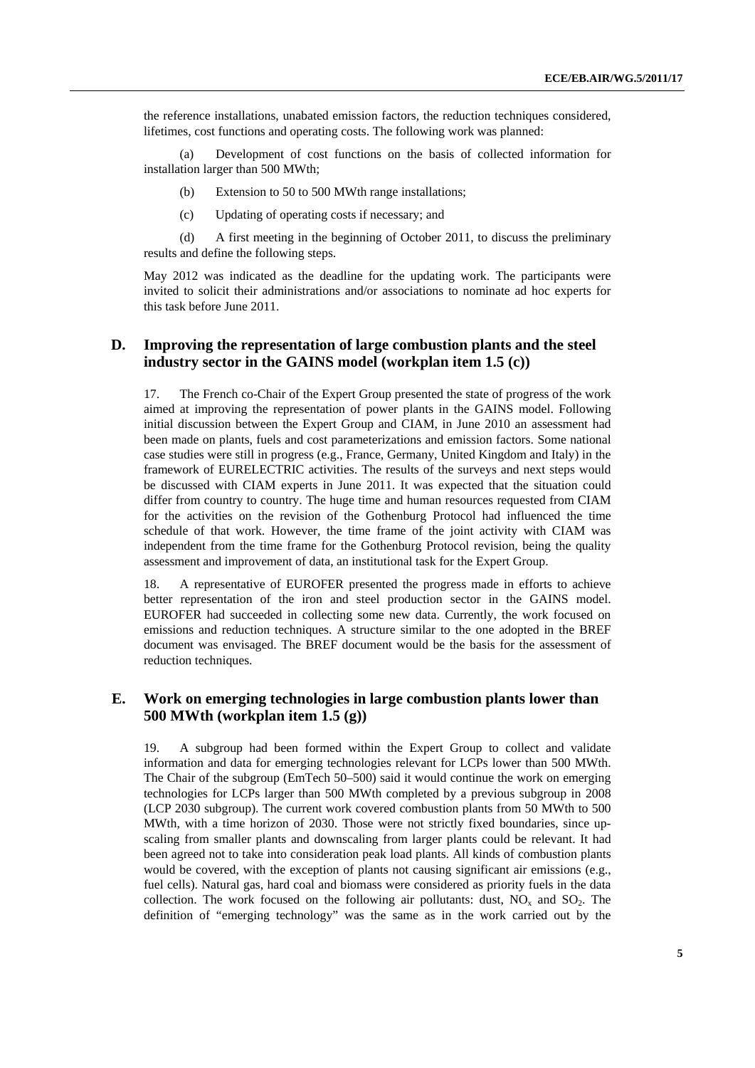the reference installations, unabated emission factors, the reduction techniques considered, lifetimes, cost functions and operating costs. The following work was planned:

(a) Development of cost functions on the basis of collected information for installation larger than 500 MWth;

(b) Extension to 50 to 500 MWth range installations;

(c) Updating of operating costs if necessary; and

(d) A first meeting in the beginning of October 2011, to discuss the preliminary results and define the following steps.

May 2012 was indicated as the deadline for the updating work. The participants were invited to solicit their administrations and/or associations to nominate ad hoc experts for this task before June 2011.

## D. Improving the representation of large combustion plants and the steel industry sector in the GAINS model (workplan item 1.5 (c))

17. The French co-Chair of the Expert Group presented the state of progress of the work aimed at improving the representation of power plants in the GAINS model. Following initial discussion between the Expert Group and CIAM, in June 2010 an assessment had been made on plants, fuels and cost parameterizations and emission factors. Some national case studies were still in progress (e.g., France, Germany, United Kingdom and Italy) in the framework of EURELECTRIC activities. The results of the surveys and next steps would be discussed with CIAM experts in June 2011. It was expected that the situation could differ from country to country. The huge time and human resources requested from CIAM for the activities on the revision of the Gothenburg Protocol had influenced the time schedule of that work. However, the time frame of the joint activity with CIAM was independent from the time frame for the Gothenburg Protocol revision, being the quality assessment and improvement of data, an institutional task for the Expert Group.

18. A representative of EUROFER presented the progress made in efforts to achieve better representation of the iron and steel production sector in the GAINS model. EUROFER had succeeded in collecting some new data. Currently, the work focused on emissions and reduction techniques. A structure similar to the one adopted in the BREF document was envisaged. The BREF document would be the basis for the assessment of reduction techniques.

## E. Work on emerging technologies in large combustion plants lower than 500 MWth (workplan item 1.5 (g))

19. A subgroup had been formed within the Expert Group to collect and validate information and data for emerging technologies relevant for LCPs lower than 500 MWth. The Chair of the subgroup (EmTech 50–500) said it would continue the work on emerging technologies for LCPs larger than 500 MWth completed by a previous subgroup in 2008 (LCP 2030 subgroup). The current work covered combustion plants from 50 MWth to 500 MWth, with a time horizon of 2030. Those were not strictly fixed boundaries, since up-scaling from smaller plants and downscaling from larger plants could be relevant. It had been agreed not to take into consideration peak load plants. All kinds of combustion plants would be covered, with the exception of plants not causing significant air emissions (e.g., fuel cells). Natural gas, hard coal and biomass were considered as priority fuels in the data collection. The work focused on the following air pollutants: dust, $NO_x$ and $SO_2$. The definition of "emerging technology" was the same as in the work carried out by the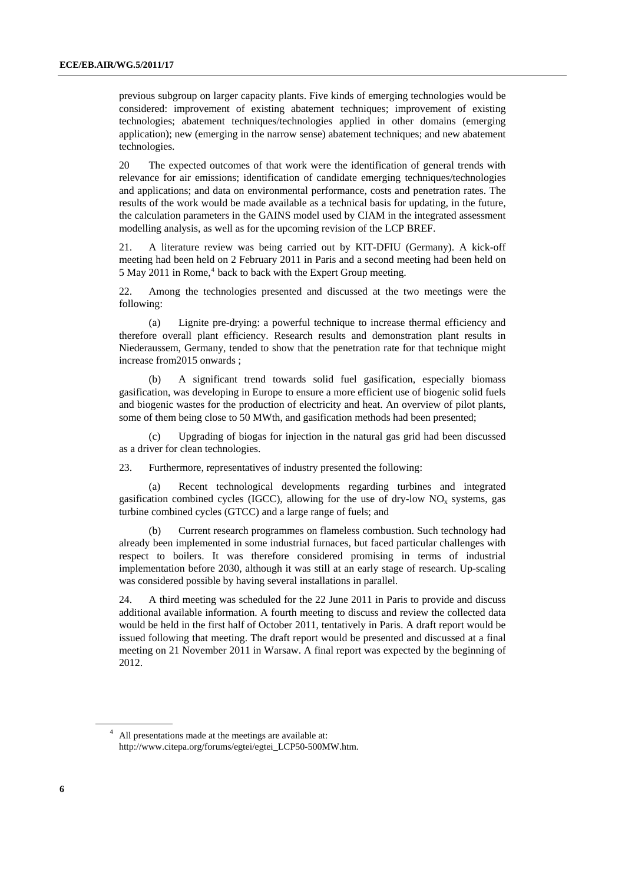previous subgroup on larger capacity plants. Five kinds of emerging technologies would be considered: improvement of existing abatement techniques; improvement of existing technologies; abatement techniques/technologies applied in other domains (emerging application); new (emerging in the narrow sense) abatement techniques; and new abatement technologies.

20 The expected outcomes of that work were the identification of general trends with relevance for air emissions; identification of candidate emerging techniques/technologies and applications; and data on environmental performance, costs and penetration rates. The results of the work would be made available as a technical basis for updating, in the future, the calculation parameters in the GAINS model used by CIAM in the integrated assessment modelling analysis, as well as for the upcoming revision of the LCP BREF.

21. A literature review was being carried out by KIT-DFIU (Germany). A kick-off meeting had been held on 2 February 2011 in Paris and a second meeting had been held on 5 May 2011 in Rome,[4] back to back with the Expert Group meeting.

22. Among the technologies presented and discussed at the two meetings were the following:

(a) Lignite pre-drying: a powerful technique to increase thermal efficiency and therefore overall plant efficiency. Research results and demonstration plant results in Niederaussem, Germany, tended to show that the penetration rate for that technique might increase from2015 onwards ;

(b) A significant trend towards solid fuel gasification, especially biomass gasification, was developing in Europe to ensure a more efficient use of biogenic solid fuels and biogenic wastes for the production of electricity and heat. An overview of pilot plants, some of them being close to 50 MWth, and gasification methods had been presented;

(c) Upgrading of biogas for injection in the natural gas grid had been discussed as a driver for clean technologies.

23. Furthermore, representatives of industry presented the following:

(a) Recent technological developments regarding turbines and integrated gasification combined cycles (IGCC), allowing for the use of dry-low $NO_x$ systems, gas turbine combined cycles (GTCC) and a large range of fuels; and

(b) Current research programmes on flameless combustion. Such technology had already been implemented in some industrial furnaces, but faced particular challenges with respect to boilers. It was therefore considered promising in terms of industrial implementation before 2030, although it was still at an early stage of research. Up-scaling was considered possible by having several installations in parallel.

24. A third meeting was scheduled for the 22 June 2011 in Paris to provide and discuss additional available information. A fourth meeting to discuss and review the collected data would be held in the first half of October 2011, tentatively in Paris. A draft report would be issued following that meeting. The draft report would be presented and discussed at a final meeting on 21 November 2011 in Warsaw. A final report was expected by the beginning of 2012.

[4] All presentations made at the meetings are available at: http://www.citepa.org/forums/egtei/egtei_LCP50-500MW.htm.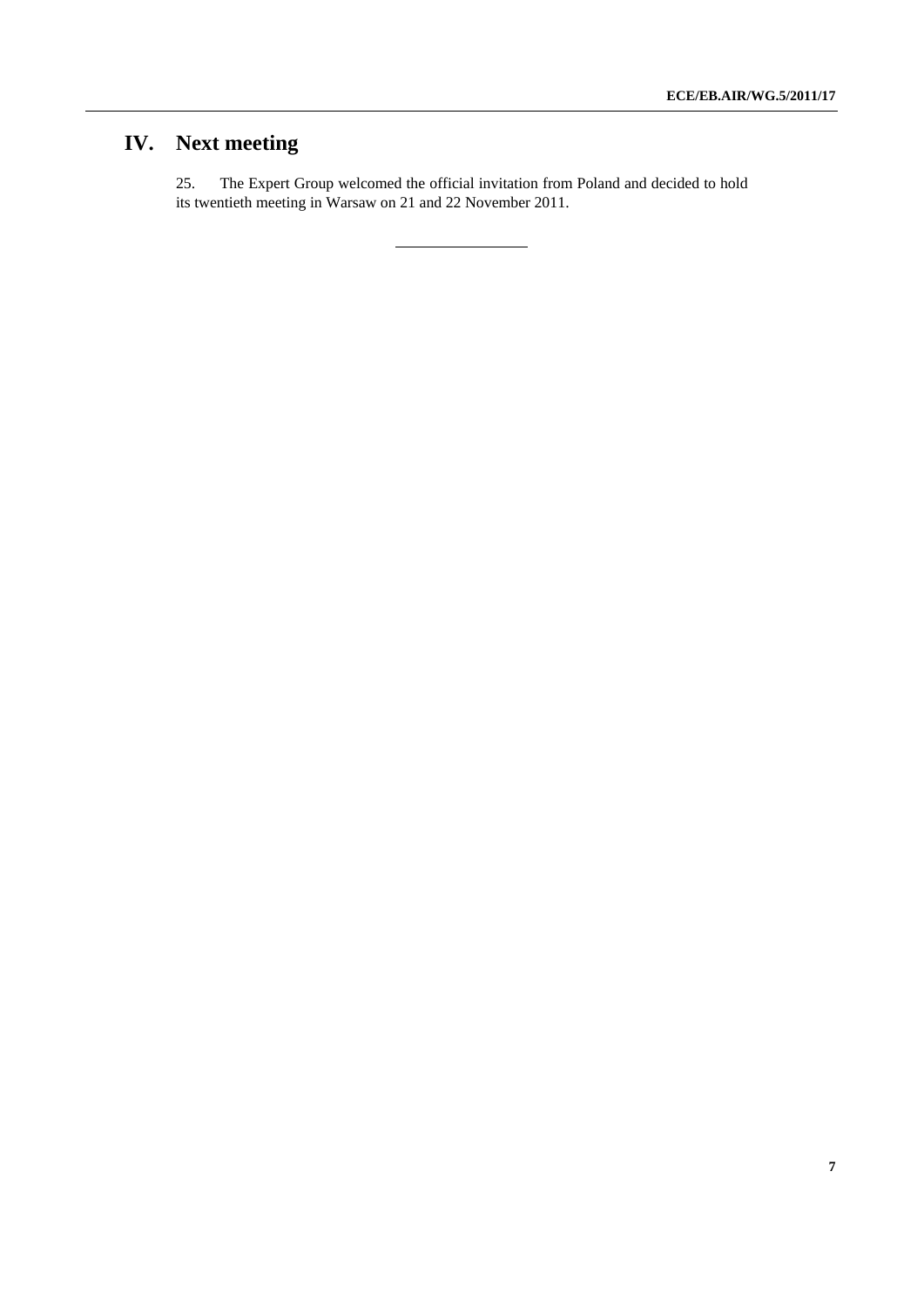# IV. Next meeting

25. The Expert Group welcomed the official invitation from Poland and decided to hold its twentieth meeting in Warsaw on 21 and 22 November 2011.